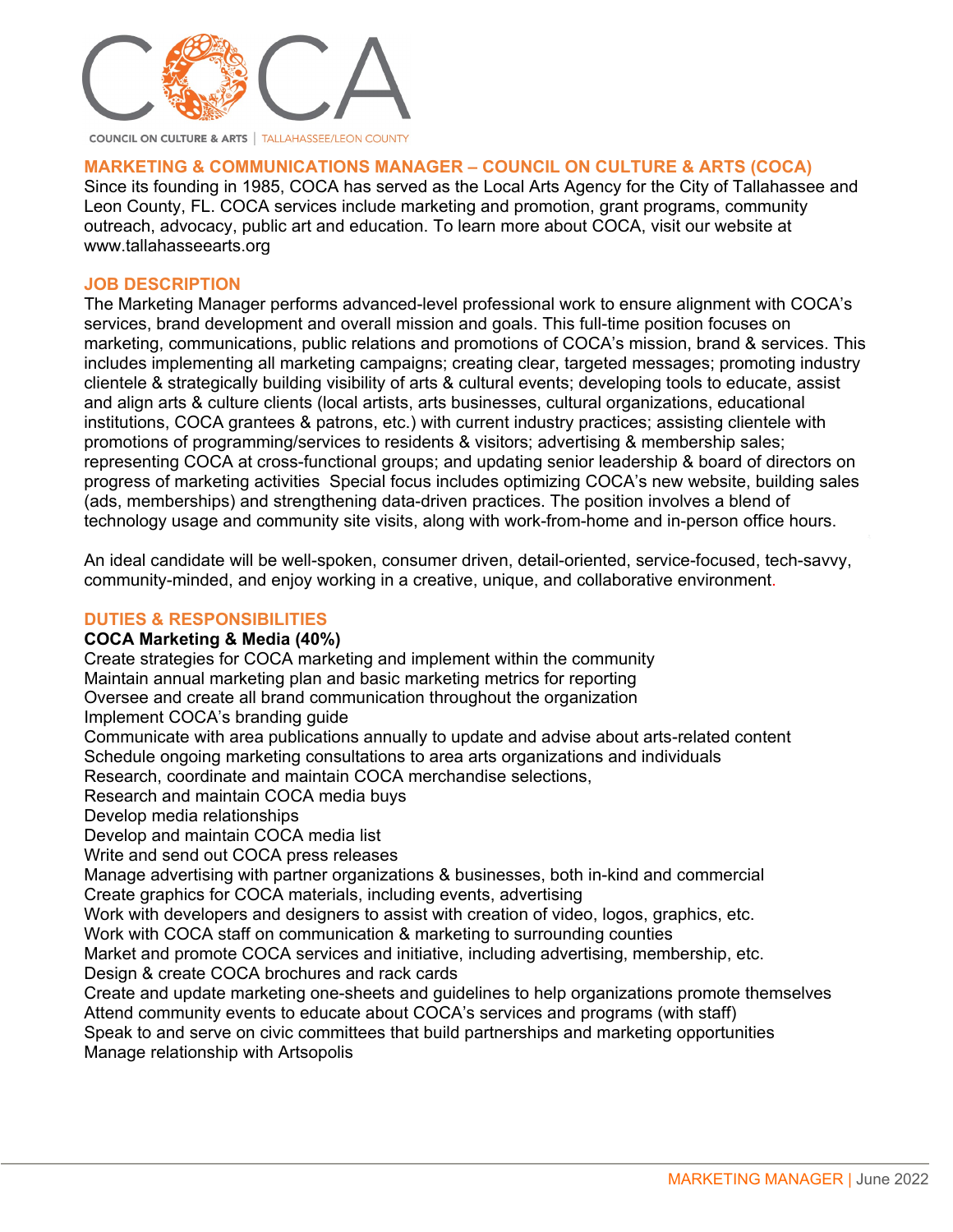COCA

COUNCIL ON CULTURE & ARTS | TALLAHASSEE/LEON COUNTY

## MARKETING & COMMUNICATIONS MANAGER – COUNCIL ON CULTURE & ARTS (COCA)

Since its founding in 1985, COCA has served as the Local Arts Agency for the City of Tallahassee and Leon County, FL. COCA services include marketing and promotion, grant programs, community outreach, advocacy, public art and education. To learn more about COCA, visit our website at www.tallahasseearts.org

## JOB DESCRIPTION

The Marketing Manager performs advanced-level professional work to ensure alignment with COCA's services, brand development and overall mission and goals. This full-time position focuses on marketing, communications, public relations and promotions of COCA's mission, brand & services. This includes implementing all marketing campaigns; creating clear, targeted messages; promoting industry clientele & strategically building visibility of arts & cultural events; developing tools to educate, assist and align arts & culture clients (local artists, arts businesses, cultural organizations, educational institutions, COCA grantees & patrons, etc.) with current industry practices; assisting clientele with promotions of programming/services to residents & visitors; advertising & membership sales; representing COCA at cross-functional groups; and updating senior leadership & board of directors on progress of marketing activities Special focus includes optimizing COCA's new website, building sales (ads, memberships) and strengthening data-driven practices. The position involves a blend of technology usage and community site visits, along with work-from-home and in-person office hours.

An ideal candidate will be well-spoken, consumer driven, detail-oriented, service-focused, tech-savvy, community-minded, and enjoy working in a creative, unique, and collaborative environment.

## DUTIES & RESPONSIBILITIES

**COCA Marketing & Media (40%)**

Create strategies for COCA marketing and implement within the community
Maintain annual marketing plan and basic marketing metrics for reporting
Oversee and create all brand communication throughout the organization
Implement COCA's branding guide
Communicate with area publications annually to update and advise about arts-related content
Schedule ongoing marketing consultations to area arts organizations and individuals
Research, coordinate and maintain COCA merchandise selections,
Research and maintain COCA media buys
Develop media relationships
Develop and maintain COCA media list
Write and send out COCA press releases
Manage advertising with partner organizations & businesses, both in-kind and commercial
Create graphics for COCA materials, including events, advertising
Work with developers and designers to assist with creation of video, logos, graphics, etc.
Work with COCA staff on communication & marketing to surrounding counties
Market and promote COCA services and initiative, including advertising, membership, etc.
Design & create COCA brochures and rack cards
Create and update marketing one-sheets and guidelines to help organizations promote themselves
Attend community events to educate about COCA's services and programs (with staff)
Speak to and serve on civic committees that build partnerships and marketing opportunities
Manage relationship with Artsopolis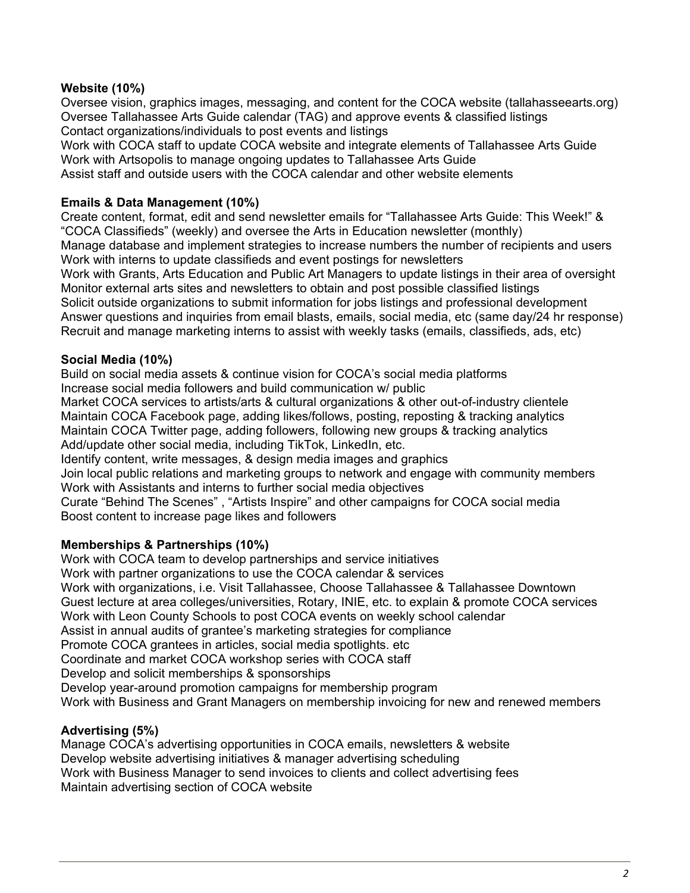**Website (10%)**
Oversee vision, graphics images, messaging, and content for the COCA website (tallahasseearts.org)
Oversee Tallahassee Arts Guide calendar (TAG) and approve events & classified listings
Contact organizations/individuals to post events and listings
Work with COCA staff to update COCA website and integrate elements of Tallahassee Arts Guide
Work with Artsopolis to manage ongoing updates to Tallahassee Arts Guide
Assist staff and outside users with the COCA calendar and other website elements

**Emails & Data Management (10%)**
Create content, format, edit and send newsletter emails for "Tallahassee Arts Guide: This Week!" & "COCA Classifieds" (weekly) and oversee the Arts in Education newsletter (monthly)
Manage database and implement strategies to increase numbers the number of recipients and users
Work with interns to update classifieds and event postings for newsletters
Work with Grants, Arts Education and Public Art Managers to update listings in their area of oversight
Monitor external arts sites and newsletters to obtain and post possible classified listings
Solicit outside organizations to submit information for jobs listings and professional development
Answer questions and inquiries from email blasts, emails, social media, etc (same day/24 hr response)
Recruit and manage marketing interns to assist with weekly tasks (emails, classifieds, ads, etc)

**Social Media (10%)**
Build on social media assets & continue vision for COCA's social media platforms
Increase social media followers and build communication w/ public
Market COCA services to artists/arts & cultural organizations & other out-of-industry clientele
Maintain COCA Facebook page, adding likes/follows, posting, reposting & tracking analytics
Maintain COCA Twitter page, adding followers, following new groups & tracking analytics
Add/update other social media, including TikTok, LinkedIn, etc.
Identify content, write messages, & design media images and graphics
Join local public relations and marketing groups to network and engage with community members
Work with Assistants and interns to further social media objectives
Curate "Behind The Scenes" , "Artists Inspire" and other campaigns for COCA social media
Boost content to increase page likes and followers

**Memberships & Partnerships (10%)**
Work with COCA team to develop partnerships and service initiatives
Work with partner organizations to use the COCA calendar & services
Work with organizations, i.e. Visit Tallahassee, Choose Tallahassee & Tallahassee Downtown
Guest lecture at area colleges/universities, Rotary, INIE, etc. to explain & promote COCA services
Work with Leon County Schools to post COCA events on weekly school calendar
Assist in annual audits of grantee's marketing strategies for compliance
Promote COCA grantees in articles, social media spotlights. etc
Coordinate and market COCA workshop series with COCA staff
Develop and solicit memberships & sponsorships
Develop year-around promotion campaigns for membership program
Work with Business and Grant Managers on membership invoicing for new and renewed members

**Advertising (5%)**
Manage COCA's advertising opportunities in COCA emails, newsletters & website
Develop website advertising initiatives & manager advertising scheduling
Work with Business Manager to send invoices to clients and collect advertising fees
Maintain advertising section of COCA website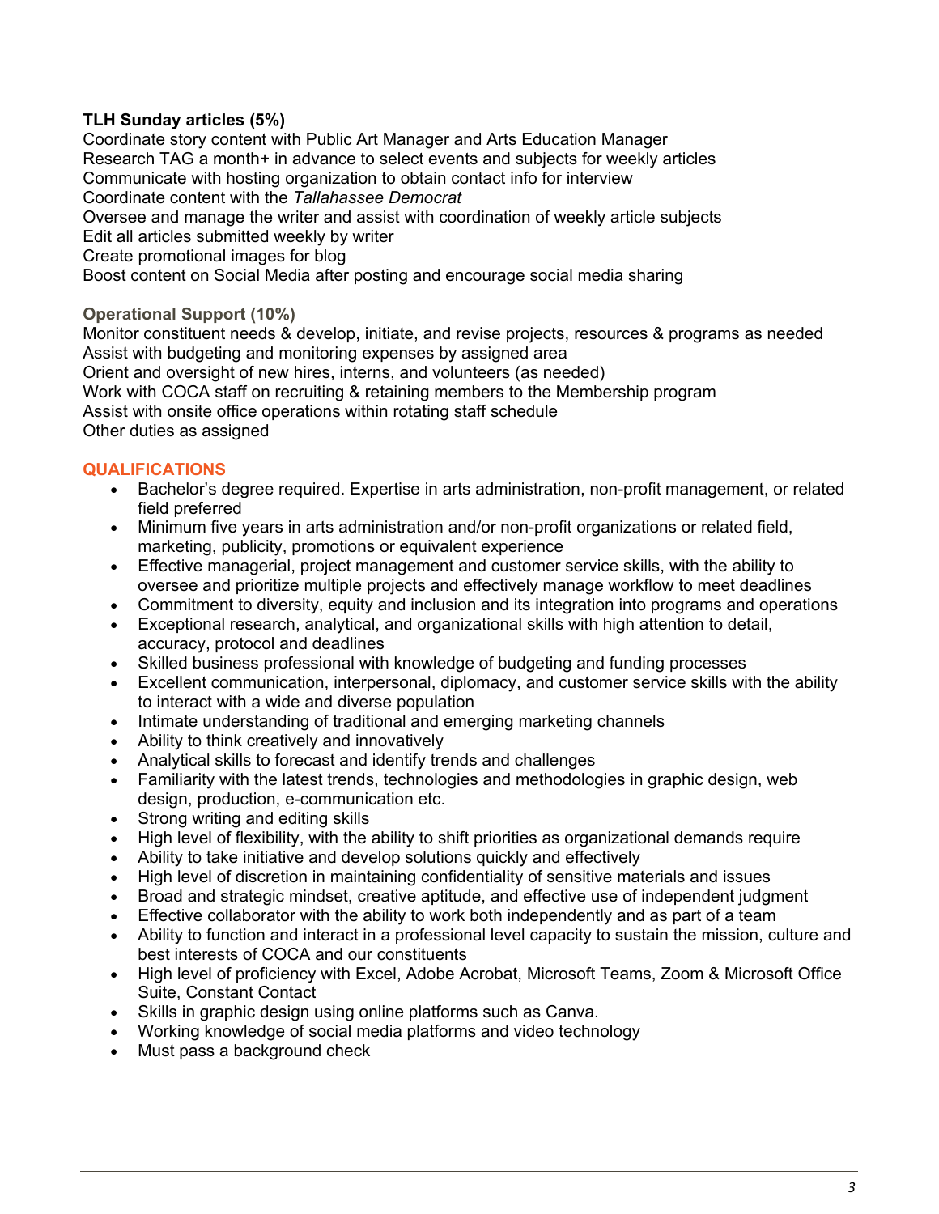**TLH Sunday articles (5%)**
Coordinate story content with Public Art Manager and Arts Education Manager
Research TAG a month+ in advance to select events and subjects for weekly articles
Communicate with hosting organization to obtain contact info for interview
Coordinate content with the *Tallahassee Democrat*
Oversee and manage the writer and assist with coordination of weekly article subjects
Edit all articles submitted weekly by writer
Create promotional images for blog
Boost content on Social Media after posting and encourage social media sharing

**Operational Support (10%)**
Monitor constituent needs & develop, initiate, and revise projects, resources & programs as needed
Assist with budgeting and monitoring expenses by assigned area
Orient and oversight of new hires, interns, and volunteers (as needed)
Work with COCA staff on recruiting & retaining members to the Membership program
Assist with onsite office operations within rotating staff schedule
Other duties as assigned

## QUALIFICATIONS

- Bachelor's degree required. Expertise in arts administration, non-profit management, or related field preferred
- Minimum five years in arts administration and/or non-profit organizations or related field, marketing, publicity, promotions or equivalent experience
- Effective managerial, project management and customer service skills, with the ability to oversee and prioritize multiple projects and effectively manage workflow to meet deadlines
- Commitment to diversity, equity and inclusion and its integration into programs and operations
- Exceptional research, analytical, and organizational skills with high attention to detail, accuracy, protocol and deadlines
- Skilled business professional with knowledge of budgeting and funding processes
- Excellent communication, interpersonal, diplomacy, and customer service skills with the ability to interact with a wide and diverse population
- Intimate understanding of traditional and emerging marketing channels
- Ability to think creatively and innovatively
- Analytical skills to forecast and identify trends and challenges
- Familiarity with the latest trends, technologies and methodologies in graphic design, web design, production, e-communication etc.
- Strong writing and editing skills
- High level of flexibility, with the ability to shift priorities as organizational demands require
- Ability to take initiative and develop solutions quickly and effectively
- High level of discretion in maintaining confidentiality of sensitive materials and issues
- Broad and strategic mindset, creative aptitude, and effective use of independent judgment
- Effective collaborator with the ability to work both independently and as part of a team
- Ability to function and interact in a professional level capacity to sustain the mission, culture and best interests of COCA and our constituents
- High level of proficiency with Excel, Adobe Acrobat, Microsoft Teams, Zoom & Microsoft Office Suite, Constant Contact
- Skills in graphic design using online platforms such as Canva.
- Working knowledge of social media platforms and video technology
- Must pass a background check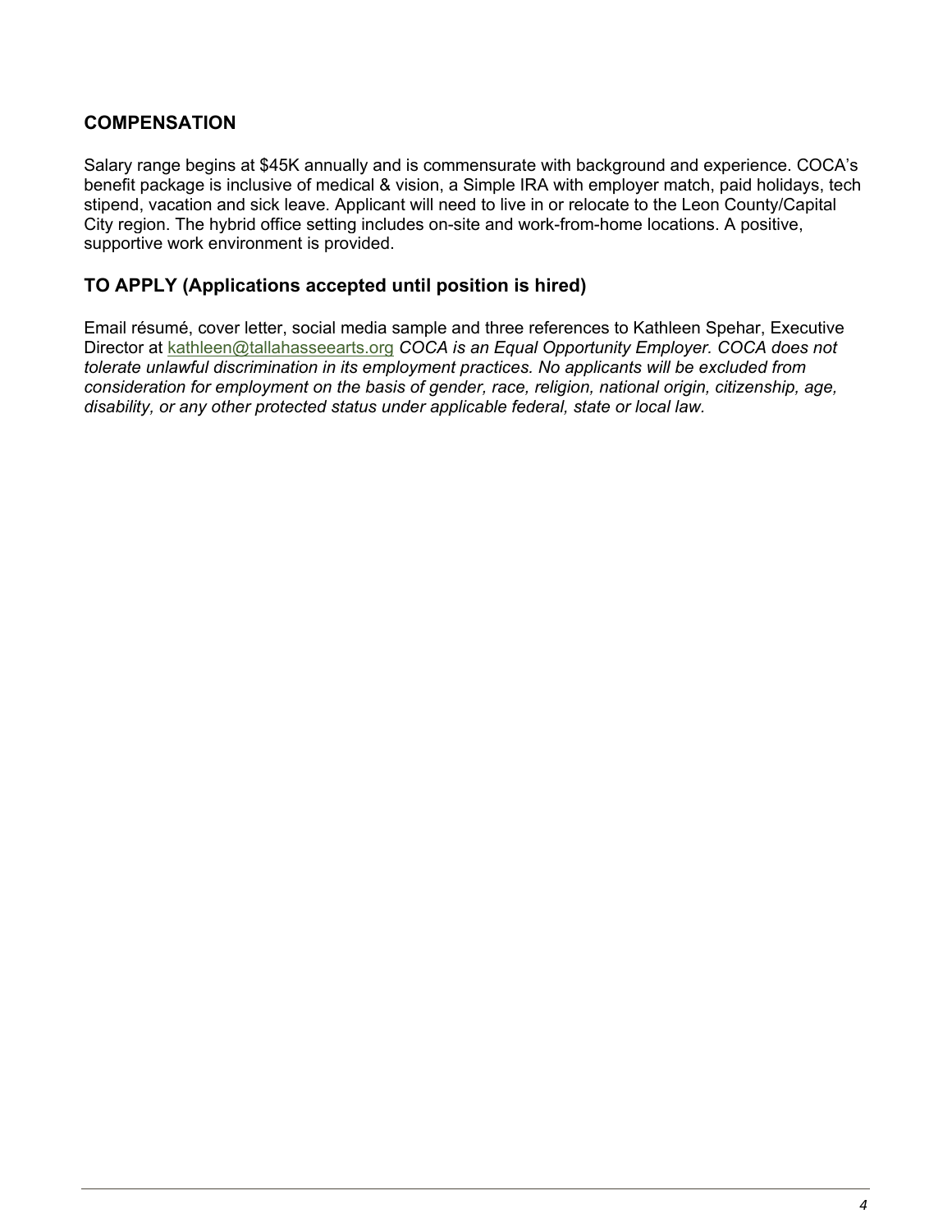## COMPENSATION

Salary range begins at $45K annually and is commensurate with background and experience. COCA's benefit package is inclusive of medical & vision, a Simple IRA with employer match, paid holidays, tech stipend, vacation and sick leave. Applicant will need to live in or relocate to the Leon County/Capital City region. The hybrid office setting includes on-site and work-from-home locations. A positive, supportive work environment is provided.

## TO APPLY (Applications accepted until position is hired)

Email résumé, cover letter, social media sample and three references to Kathleen Spehar, Executive Director at kathleen@tallahasseearts.org *COCA is an Equal Opportunity Employer. COCA does not tolerate unlawful discrimination in its employment practices. No applicants will be excluded from consideration for employment on the basis of gender, race, religion, national origin, citizenship, age, disability, or any other protected status under applicable federal, state or local law.*